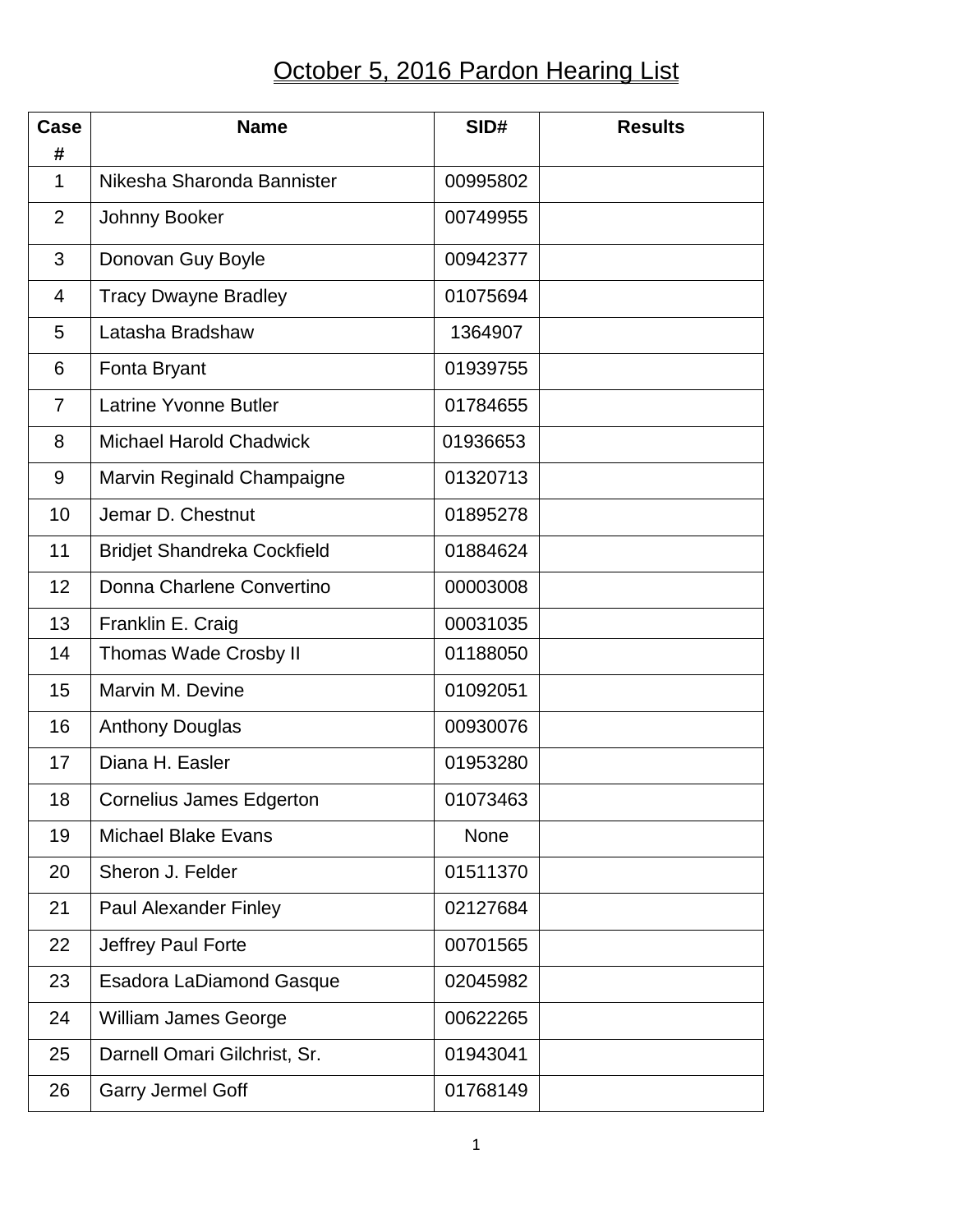# October 5, 2016 Pardon Hearing List

| Case # | Name | SID# | Results |
|---|---|---|---|
| 1 | Nikesha Sharonda Bannister | 00995802 | |
| 2 | Johnny Booker | 00749955 | |
| 3 | Donovan Guy Boyle | 00942377 | |
| 4 | Tracy Dwayne Bradley | 01075694 | |
| 5 | Latasha Bradshaw | 1364907 | |
| 6 | Fonta Bryant | 01939755 | |
| 7 | Latrine Yvonne Butler | 01784655 | |
| 8 | Michael Harold Chadwick | 01936653 | |
| 9 | Marvin Reginald Champaigne | 01320713 | |
| 10 | Jemar D. Chestnut | 01895278 | |
| 11 | Bridjet Shandreka Cockfield | 01884624 | |
| 12 | Donna Charlene Convertino | 00003008 | |
| 13 | Franklin E. Craig | 00031035 | |
| 14 | Thomas Wade Crosby II | 01188050 | |
| 15 | Marvin M. Devine | 01092051 | |
| 16 | Anthony Douglas | 00930076 | |
| 17 | Diana H. Easler | 01953280 | |
| 18 | Cornelius James Edgerton | 01073463 | |
| 19 | Michael Blake Evans | None | |
| 20 | Sheron J. Felder | 01511370 | |
| 21 | Paul Alexander Finley | 02127684 | |
| 22 | Jeffrey Paul Forte | 00701565 | |
| 23 | Esadora LaDiamond Gasque | 02045982 | |
| 24 | William James George | 00622265 | |
| 25 | Darnell Omari Gilchrist, Sr. | 01943041 | |
| 26 | Garry Jermel Goff | 01768149 | |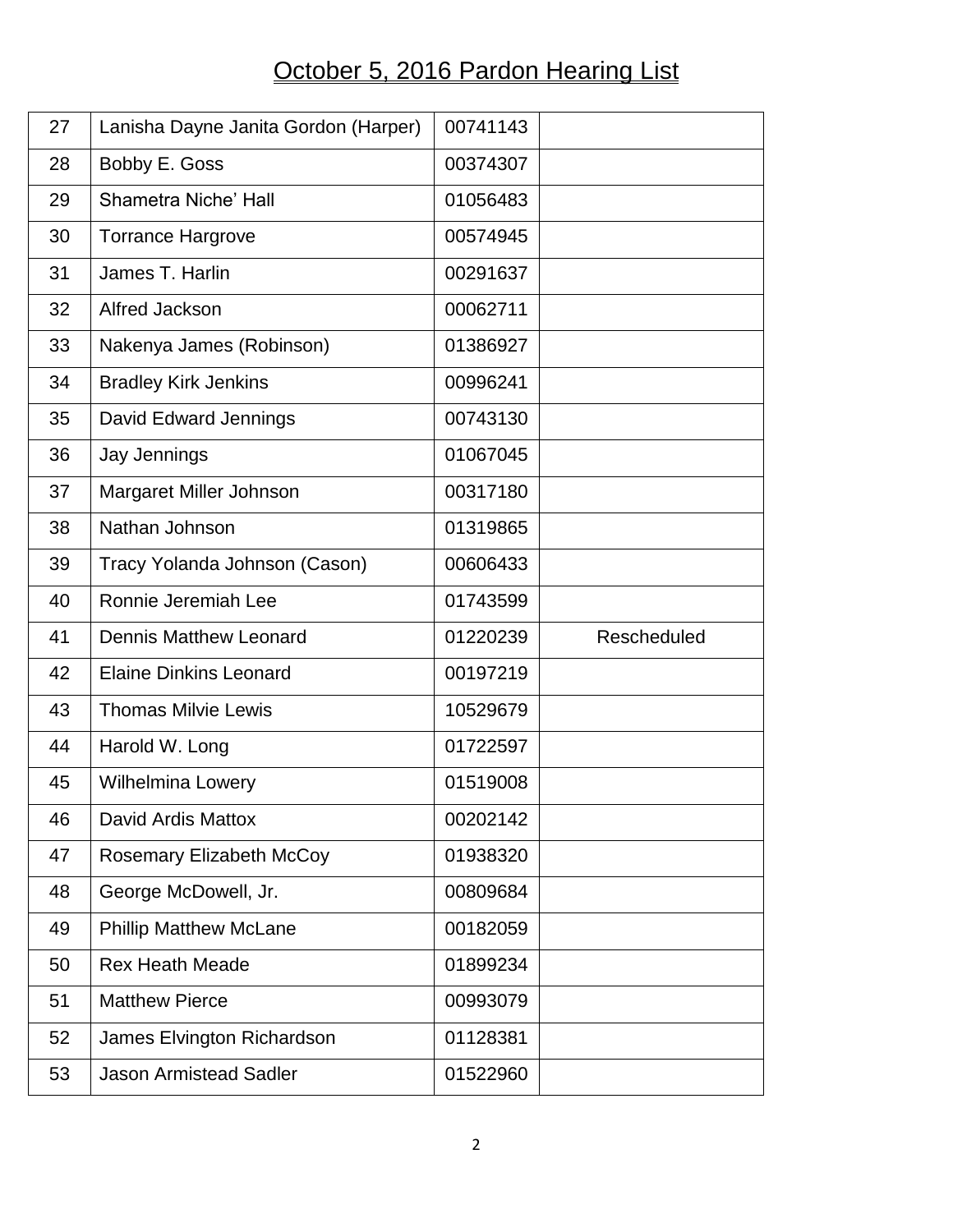# October 5, 2016 Pardon Hearing List

| | | | |
|---|---|---|---|
| 27 | Lanisha Dayne Janita Gordon (Harper) | 00741143 | |
| 28 | Bobby E. Goss | 00374307 | |
| 29 | Shametra Niche' Hall | 01056483 | |
| 30 | Torrance Hargrove | 00574945 | |
| 31 | James T. Harlin | 00291637 | |
| 32 | Alfred Jackson | 00062711 | |
| 33 | Nakenya James (Robinson) | 01386927 | |
| 34 | Bradley Kirk Jenkins | 00996241 | |
| 35 | David Edward Jennings | 00743130 | |
| 36 | Jay Jennings | 01067045 | |
| 37 | Margaret Miller Johnson | 00317180 | |
| 38 | Nathan Johnson | 01319865 | |
| 39 | Tracy Yolanda Johnson (Cason) | 00606433 | |
| 40 | Ronnie Jeremiah Lee | 01743599 | |
| 41 | Dennis Matthew Leonard | 01220239 | Rescheduled |
| 42 | Elaine Dinkins Leonard | 00197219 | |
| 43 | Thomas Milvie Lewis | 10529679 | |
| 44 | Harold W. Long | 01722597 | |
| 45 | Wilhelmina Lowery | 01519008 | |
| 46 | David Ardis Mattox | 00202142 | |
| 47 | Rosemary Elizabeth McCoy | 01938320 | |
| 48 | George McDowell, Jr. | 00809684 | |
| 49 | Phillip Matthew McLane | 00182059 | |
| 50 | Rex Heath Meade | 01899234 | |
| 51 | Matthew Pierce | 00993079 | |
| 52 | James Elvington Richardson | 01128381 | |
| 53 | Jason Armistead Sadler | 01522960 | |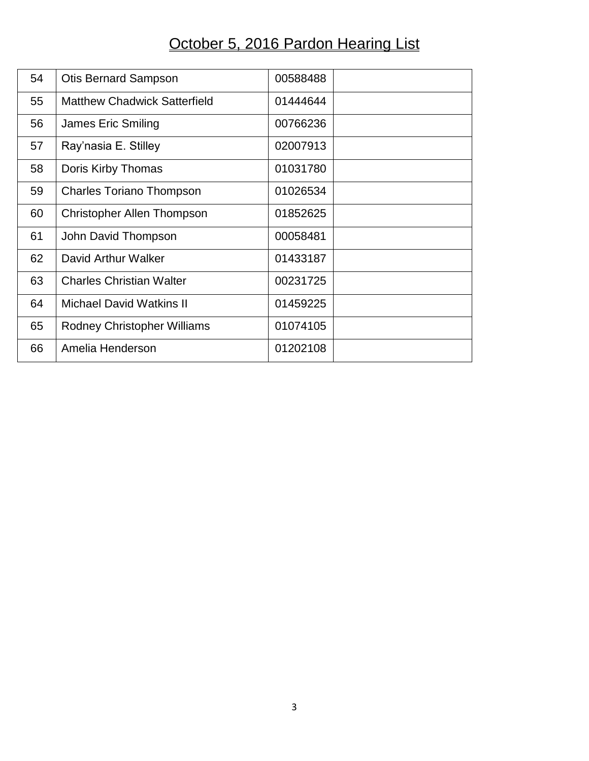# October 5, 2016 Pardon Hearing List

| | | | |
|---|---|---|---|
| 54 | Otis Bernard Sampson | 00588488 | |
| 55 | Matthew Chadwick Satterfield | 01444644 | |
| 56 | James Eric Smiling | 00766236 | |
| 57 | Ray’nasia E. Stilley | 02007913 | |
| 58 | Doris Kirby Thomas | 01031780 | |
| 59 | Charles Toriano Thompson | 01026534 | |
| 60 | Christopher Allen Thompson | 01852625 | |
| 61 | John David Thompson | 00058481 | |
| 62 | David Arthur Walker | 01433187 | |
| 63 | Charles Christian Walter | 00231725 | |
| 64 | Michael David Watkins II | 01459225 | |
| 65 | Rodney Christopher Williams | 01074105 | |
| 66 | Amelia Henderson | 01202108 | |